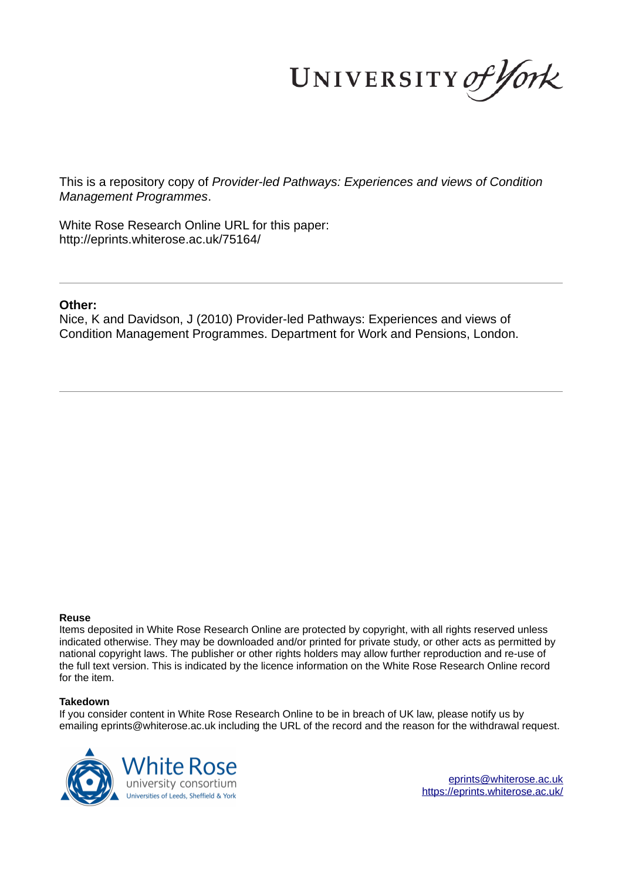UNIVERSITY of York

This is a repository copy of *Provider-led Pathways: Experiences and views of Condition Management Programmes*.

White Rose Research Online URL for this paper:
http://eprints.whiterose.ac.uk/75164/

---

**Other:**

Nice, K and Davidson, J (2010) Provider-led Pathways: Experiences and views of Condition Management Programmes. Department for Work and Pensions, London.

---

**Reuse**

Items deposited in White Rose Research Online are protected by copyright, with all rights reserved unless indicated otherwise. They may be downloaded and/or printed for private study, or other acts as permitted by national copyright laws. The publisher or other rights holders may allow further reproduction and re-use of the full text version. This is indicated by the licence information on the White Rose Research Online record for the item.

**Takedown**

If you consider content in White Rose Research Online to be in breach of UK law, please notify us by emailing eprints@whiterose.ac.uk including the URL of the record and the reason for the withdrawal request.

White Rose university consortium
Universities of Leeds, Sheffield & York

eprints@whiterose.ac.uk
https://eprints.whiterose.ac.uk/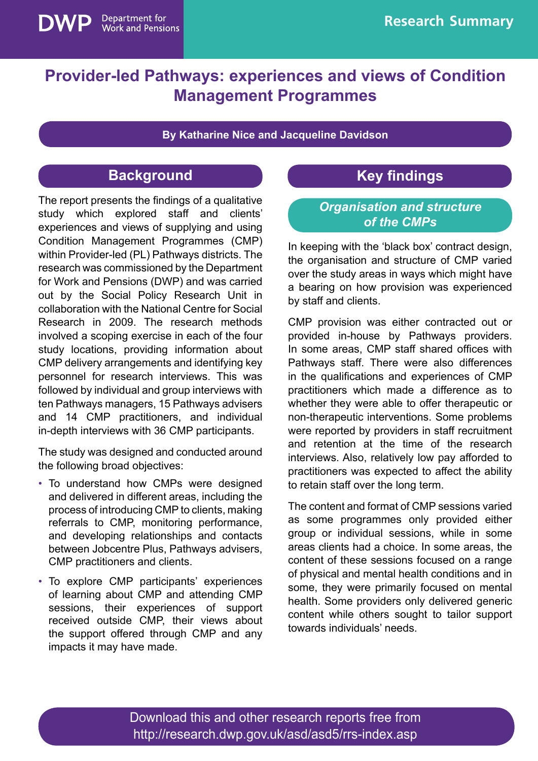Research Summary

# Provider-led Pathways: experiences and views of Condition Management Programmes

**By Katharine Nice and Jacqueline Davidson**

## Background

The report presents the findings of a qualitative study which explored staff and clients' experiences and views of supplying and using Condition Management Programmes (CMP) within Provider-led (PL) Pathways districts. The research was commissioned by the Department for Work and Pensions (DWP) and was carried out by the Social Policy Research Unit in collaboration with the National Centre for Social Research in 2009. The research methods involved a scoping exercise in each of the four study locations, providing information about CMP delivery arrangements and identifying key personnel for research interviews. This was followed by individual and group interviews with ten Pathways managers, 15 Pathways advisers and 14 CMP practitioners, and individual in-depth interviews with 36 CMP participants.

The study was designed and conducted around the following broad objectives:

- To understand how CMPs were designed and delivered in different areas, including the process of introducing CMP to clients, making referrals to CMP, monitoring performance, and developing relationships and contacts between Jobcentre Plus, Pathways advisers, CMP practitioners and clients.
- To explore CMP participants' experiences of learning about CMP and attending CMP sessions, their experiences of support received outside CMP, their views about the support offered through CMP and any impacts it may have made.

## Key findings

### *Organisation and structure of the CMPs*

In keeping with the 'black box' contract design, the organisation and structure of CMP varied over the study areas in ways which might have a bearing on how provision was experienced by staff and clients.

CMP provision was either contracted out or provided in-house by Pathways providers. In some areas, CMP staff shared offices with Pathways staff. There were also differences in the qualifications and experiences of CMP practitioners which made a difference as to whether they were able to offer therapeutic or non-therapeutic interventions. Some problems were reported by providers in staff recruitment and retention at the time of the research interviews. Also, relatively low pay afforded to practitioners was expected to affect the ability to retain staff over the long term.

The content and format of CMP sessions varied as some programmes only provided either group or individual sessions, while in some areas clients had a choice. In some areas, the content of these sessions focused on a range of physical and mental health conditions and in some, they were primarily focused on mental health. Some providers only delivered generic content while others sought to tailor support towards individuals' needs.

Download this and other research reports free from http://research.dwp.gov.uk/asd/asd5/rrs-index.asp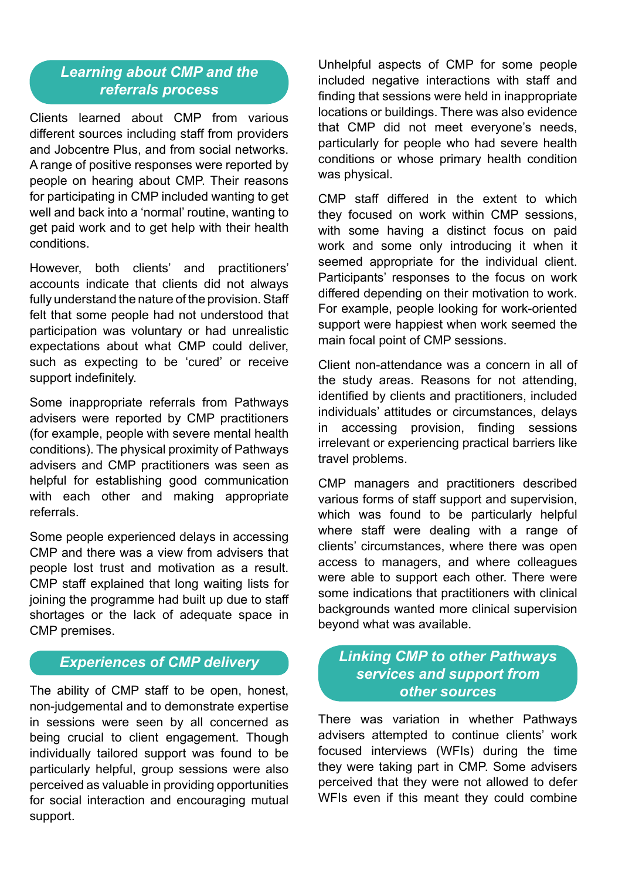## *Learning about CMP and the referrals process*

Clients learned about CMP from various different sources including staff from providers and Jobcentre Plus, and from social networks. A range of positive responses were reported by people on hearing about CMP. Their reasons for participating in CMP included wanting to get well and back into a 'normal' routine, wanting to get paid work and to get help with their health conditions.

However, both clients' and practitioners' accounts indicate that clients did not always fully understand the nature of the provision. Staff felt that some people had not understood that participation was voluntary or had unrealistic expectations about what CMP could deliver, such as expecting to be 'cured' or receive support indefinitely.

Some inappropriate referrals from Pathways advisers were reported by CMP practitioners (for example, people with severe mental health conditions). The physical proximity of Pathways advisers and CMP practitioners was seen as helpful for establishing good communication with each other and making appropriate referrals.

Some people experienced delays in accessing CMP and there was a view from advisers that people lost trust and motivation as a result. CMP staff explained that long waiting lists for joining the programme had built up due to staff shortages or the lack of adequate space in CMP premises.

## *Experiences of CMP delivery*

The ability of CMP staff to be open, honest, non-judgemental and to demonstrate expertise in sessions were seen by all concerned as being crucial to client engagement. Though individually tailored support was found to be particularly helpful, group sessions were also perceived as valuable in providing opportunities for social interaction and encouraging mutual support.

Unhelpful aspects of CMP for some people included negative interactions with staff and finding that sessions were held in inappropriate locations or buildings. There was also evidence that CMP did not meet everyone's needs, particularly for people who had severe health conditions or whose primary health condition was physical.

CMP staff differed in the extent to which they focused on work within CMP sessions, with some having a distinct focus on paid work and some only introducing it when it seemed appropriate for the individual client. Participants' responses to the focus on work differed depending on their motivation to work. For example, people looking for work-oriented support were happiest when work seemed the main focal point of CMP sessions.

Client non-attendance was a concern in all of the study areas. Reasons for not attending, identified by clients and practitioners, included individuals' attitudes or circumstances, delays in accessing provision, finding sessions irrelevant or experiencing practical barriers like travel problems.

CMP managers and practitioners described various forms of staff support and supervision, which was found to be particularly helpful where staff were dealing with a range of clients' circumstances, where there was open access to managers, and where colleagues were able to support each other. There were some indications that practitioners with clinical backgrounds wanted more clinical supervision beyond what was available.

## *Linking CMP to other Pathways services and support from other sources*

There was variation in whether Pathways advisers attempted to continue clients' work focused interviews (WFIs) during the time they were taking part in CMP. Some advisers perceived that they were not allowed to defer WFIs even if this meant they could combine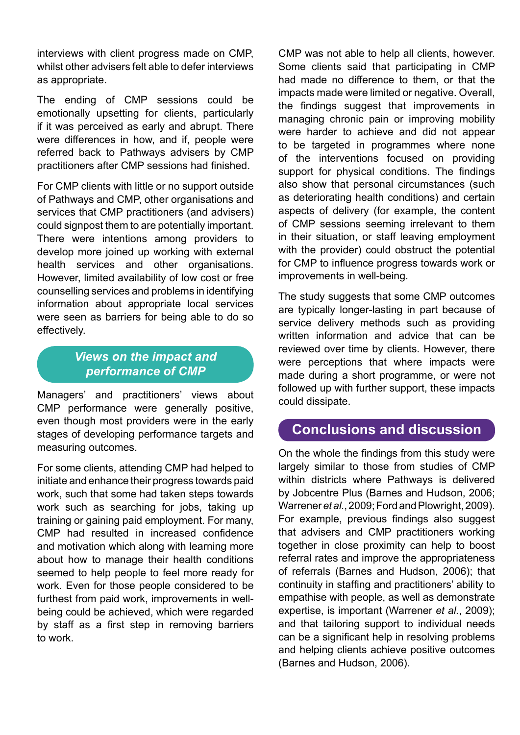interviews with client progress made on CMP, whilst other advisers felt able to defer interviews as appropriate.

The ending of CMP sessions could be emotionally upsetting for clients, particularly if it was perceived as early and abrupt. There were differences in how, and if, people were referred back to Pathways advisers by CMP practitioners after CMP sessions had finished.

For CMP clients with little or no support outside of Pathways and CMP, other organisations and services that CMP practitioners (and advisers) could signpost them to are potentially important. There were intentions among providers to develop more joined up working with external health services and other organisations. However, limited availability of low cost or free counselling services and problems in identifying information about appropriate local services were seen as barriers for being able to do so effectively.

## *Views on the impact and performance of CMP*

Managers' and practitioners' views about CMP performance were generally positive, even though most providers were in the early stages of developing performance targets and measuring outcomes.

For some clients, attending CMP had helped to initiate and enhance their progress towards paid work, such that some had taken steps towards work such as searching for jobs, taking up training or gaining paid employment. For many, CMP had resulted in increased confidence and motivation which along with learning more about how to manage their health conditions seemed to help people to feel more ready for work. Even for those people considered to be furthest from paid work, improvements in well-being could be achieved, which were regarded by staff as a first step in removing barriers to work.

CMP was not able to help all clients, however. Some clients said that participating in CMP had made no difference to them, or that the impacts made were limited or negative. Overall, the findings suggest that improvements in managing chronic pain or improving mobility were harder to achieve and did not appear to be targeted in programmes where none of the interventions focused on providing support for physical conditions. The findings also show that personal circumstances (such as deteriorating health conditions) and certain aspects of delivery (for example, the content of CMP sessions seeming irrelevant to them in their situation, or staff leaving employment with the provider) could obstruct the potential for CMP to influence progress towards work or improvements in well-being.

The study suggests that some CMP outcomes are typically longer-lasting in part because of service delivery methods such as providing written information and advice that can be reviewed over time by clients. However, there were perceptions that where impacts were made during a short programme, or were not followed up with further support, these impacts could dissipate.

## Conclusions and discussion

On the whole the findings from this study were largely similar to those from studies of CMP within districts where Pathways is delivered by Jobcentre Plus (Barnes and Hudson, 2006; Warrener *et al.*, 2009; Ford and Plowright, 2009). For example, previous findings also suggest that advisers and CMP practitioners working together in close proximity can help to boost referral rates and improve the appropriateness of referrals (Barnes and Hudson, 2006); that continuity in staffing and practitioners' ability to empathise with people, as well as demonstrate expertise, is important (Warrener *et al.*, 2009); and that tailoring support to individual needs can be a significant help in resolving problems and helping clients achieve positive outcomes (Barnes and Hudson, 2006).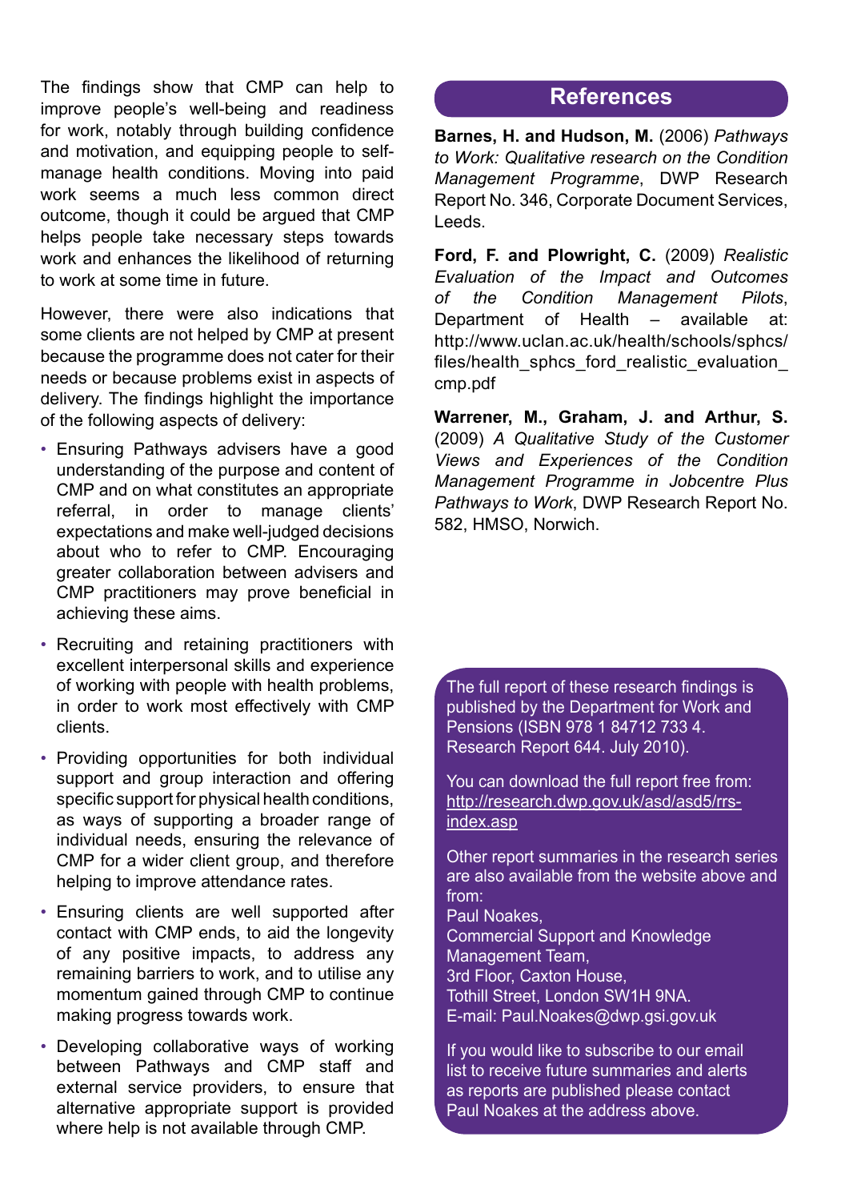The findings show that CMP can help to improve people's well-being and readiness for work, notably through building confidence and motivation, and equipping people to self-manage health conditions. Moving into paid work seems a much less common direct outcome, though it could be argued that CMP helps people take necessary steps towards work and enhances the likelihood of returning to work at some time in future.

However, there were also indications that some clients are not helped by CMP at present because the programme does not cater for their needs or because problems exist in aspects of delivery. The findings highlight the importance of the following aspects of delivery:

- Ensuring Pathways advisers have a good understanding of the purpose and content of CMP and on what constitutes an appropriate referral, in order to manage clients' expectations and make well-judged decisions about who to refer to CMP. Encouraging greater collaboration between advisers and CMP practitioners may prove beneficial in achieving these aims.
- Recruiting and retaining practitioners with excellent interpersonal skills and experience of working with people with health problems, in order to work most effectively with CMP clients.
- Providing opportunities for both individual support and group interaction and offering specific support for physical health conditions, as ways of supporting a broader range of individual needs, ensuring the relevance of CMP for a wider client group, and therefore helping to improve attendance rates.
- Ensuring clients are well supported after contact with CMP ends, to aid the longevity of any positive impacts, to address any remaining barriers to work, and to utilise any momentum gained through CMP to continue making progress towards work.
- Developing collaborative ways of working between Pathways and CMP staff and external service providers, to ensure that alternative appropriate support is provided where help is not available through CMP.

## References

**Barnes, H. and Hudson, M.** (2006) *Pathways to Work: Qualitative research on the Condition Management Programme*, DWP Research Report No. 346, Corporate Document Services, Leeds.

**Ford, F. and Plowright, C.** (2009) *Realistic Evaluation of the Impact and Outcomes of the Condition Management Pilots*, Department of Health – available at: http://www.uclan.ac.uk/health/schools/sphcs/files/health_sphcs_ford_realistic_evaluation_cmp.pdf

**Warrener, M., Graham, J. and Arthur, S.** (2009) *A Qualitative Study of the Customer Views and Experiences of the Condition Management Programme in Jobcentre Plus Pathways to Work*, DWP Research Report No. 582, HMSO, Norwich.

The full report of these research findings is published by the Department for Work and Pensions (ISBN 978 1 84712 733 4. Research Report 644. July 2010).

You can download the full report free from: http://research.dwp.gov.uk/asd/asd5/rrs-index.asp

Other report summaries in the research series are also available from the website above and from:
Paul Noakes,
Commercial Support and Knowledge Management Team,
3rd Floor, Caxton House,
Tothill Street, London SW1H 9NA.
E-mail: Paul.Noakes@dwp.gsi.gov.uk

If you would like to subscribe to our email list to receive future summaries and alerts as reports are published please contact Paul Noakes at the address above.